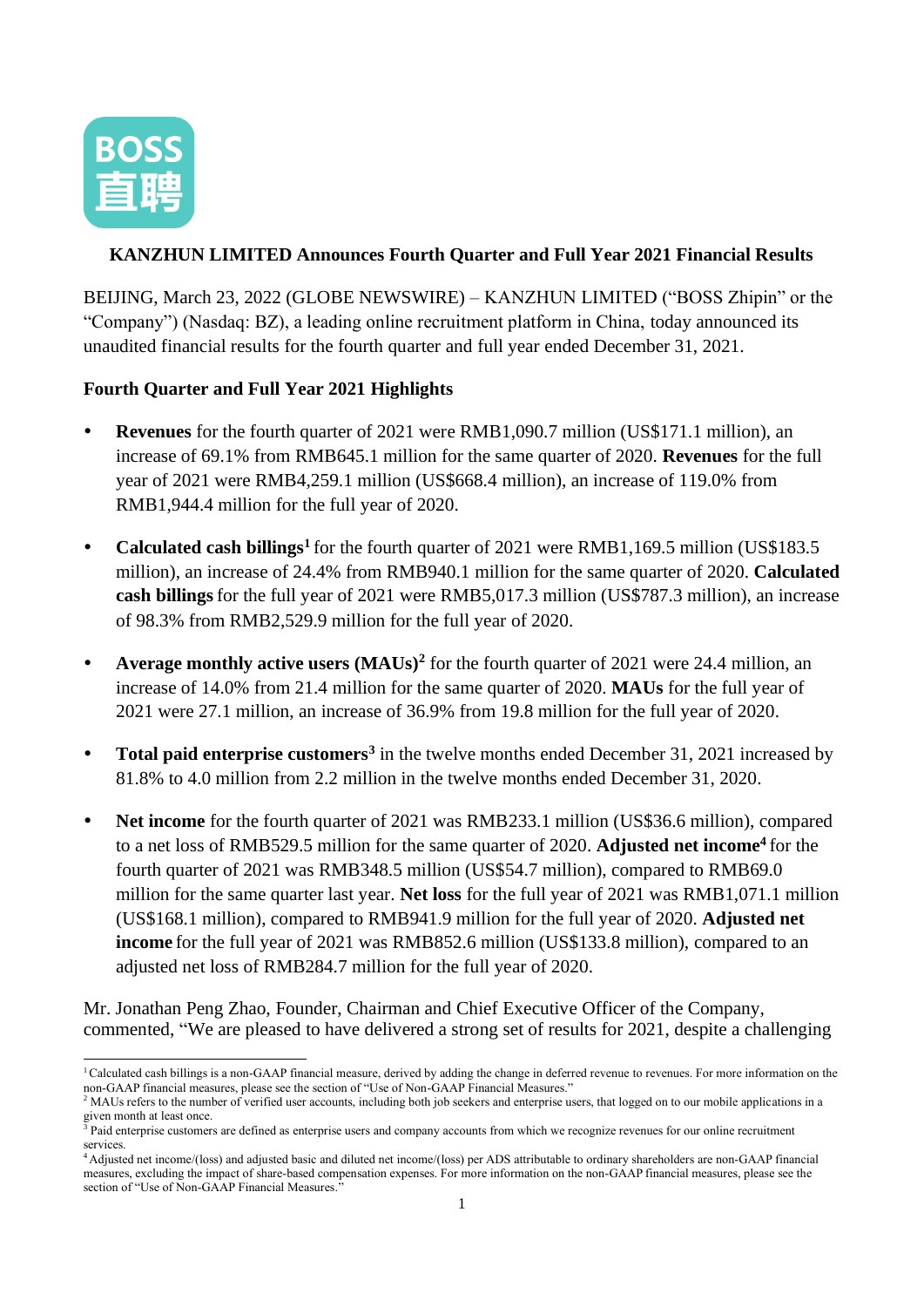**KANZHUN LIMITED Announces Fourth Quarter and Full Year 2021 Financial Results**

BEIJING, March 23, 2022 (GLOBE NEWSWIRE) – KANZHUN LIMITED ("BOSS Zhipin" or the "Company") (Nasdaq: BZ), a leading online recruitment platform in China, today announced its unaudited financial results for the fourth quarter and full year ended December 31, 2021.

**Fourth Quarter and Full Year 2021 Highlights**

- **Revenues** for the fourth quarter of 2021 were RMB1,090.7 million (US$171.1 million), an increase of 69.1% from RMB645.1 million for the same quarter of 2020. **Revenues** for the full year of 2021 were RMB4,259.1 million (US$668.4 million), an increase of 119.0% from RMB1,944.4 million for the full year of 2020.

- **Calculated cash billings**[1] for the fourth quarter of 2021 were RMB1,169.5 million (US$183.5 million), an increase of 24.4% from RMB940.1 million for the same quarter of 2020. **Calculated cash billings** for the full year of 2021 were RMB5,017.3 million (US$787.3 million), an increase of 98.3% from RMB2,529.9 million for the full year of 2020.

- **Average monthly active users (MAUs)**[2] for the fourth quarter of 2021 were 24.4 million, an increase of 14.0% from 21.4 million for the same quarter of 2020. **MAUs** for the full year of 2021 were 27.1 million, an increase of 36.9% from 19.8 million for the full year of 2020.

- **Total paid enterprise customers**[3] in the twelve months ended December 31, 2021 increased by 81.8% to 4.0 million from 2.2 million in the twelve months ended December 31, 2020.

- **Net income** for the fourth quarter of 2021 was RMB233.1 million (US$36.6 million), compared to a net loss of RMB529.5 million for the same quarter of 2020. **Adjusted net income**[4] for the fourth quarter of 2021 was RMB348.5 million (US$54.7 million), compared to RMB69.0 million for the same quarter last year. **Net loss** for the full year of 2021 was RMB1,071.1 million (US$168.1 million), compared to RMB941.9 million for the full year of 2020. **Adjusted net income** for the full year of 2021 was RMB852.6 million (US$133.8 million), compared to an adjusted net loss of RMB284.7 million for the full year of 2020.

Mr. Jonathan Peng Zhao, Founder, Chairman and Chief Executive Officer of the Company, commented, "We are pleased to have delivered a strong set of results for 2021, despite a challenging

---

[1] Calculated cash billings is a non-GAAP financial measure, derived by adding the change in deferred revenue to revenues. For more information on the non-GAAP financial measures, please see the section of "Use of Non-GAAP Financial Measures."

[2] MAUs refers to the number of verified user accounts, including both job seekers and enterprise users, that logged on to our mobile applications in a given month at least once.

[3] Paid enterprise customers are defined as enterprise users and company accounts from which we recognize revenues for our online recruitment services.

[4] Adjusted net income/(loss) and adjusted basic and diluted net income/(loss) per ADS attributable to ordinary shareholders are non-GAAP financial measures, excluding the impact of share-based compensation expenses. For more information on the non-GAAP financial measures, please see the section of "Use of Non-GAAP Financial Measures."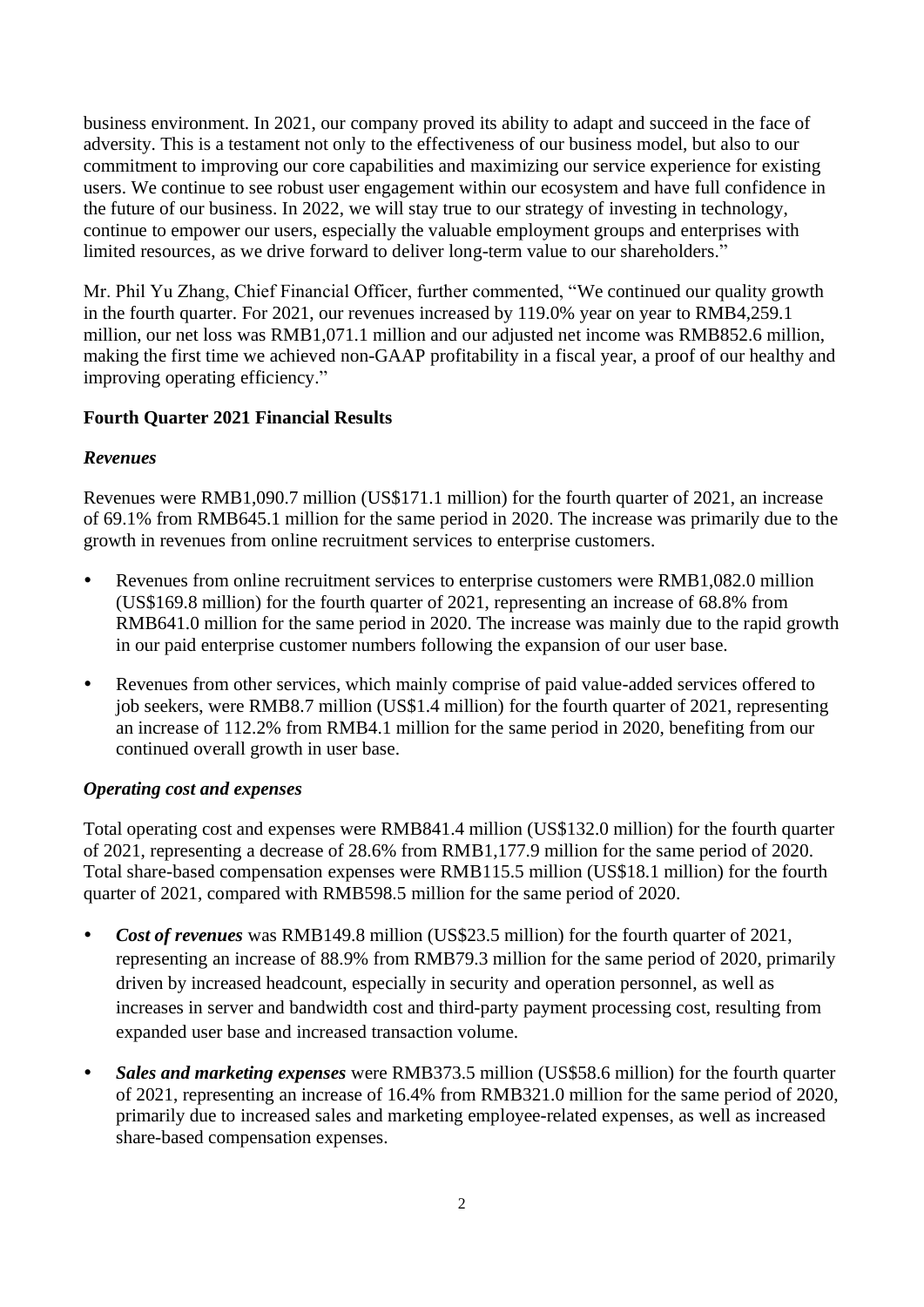business environment. In 2021, our company proved its ability to adapt and succeed in the face of adversity. This is a testament not only to the effectiveness of our business model, but also to our commitment to improving our core capabilities and maximizing our service experience for existing users. We continue to see robust user engagement within our ecosystem and have full confidence in the future of our business. In 2022, we will stay true to our strategy of investing in technology, continue to empower our users, especially the valuable employment groups and enterprises with limited resources, as we drive forward to deliver long-term value to our shareholders."

Mr. Phil Yu Zhang, Chief Financial Officer, further commented, "We continued our quality growth in the fourth quarter. For 2021, our revenues increased by 119.0% year on year to RMB4,259.1 million, our net loss was RMB1,071.1 million and our adjusted net income was RMB852.6 million, making the first time we achieved non-GAAP profitability in a fiscal year, a proof of our healthy and improving operating efficiency."

**Fourth Quarter 2021 Financial Results**

***Revenues***

Revenues were RMB1,090.7 million (US$171.1 million) for the fourth quarter of 2021, an increase of 69.1% from RMB645.1 million for the same period in 2020. The increase was primarily due to the growth in revenues from online recruitment services to enterprise customers.

- Revenues from online recruitment services to enterprise customers were RMB1,082.0 million (US$169.8 million) for the fourth quarter of 2021, representing an increase of 68.8% from RMB641.0 million for the same period in 2020. The increase was mainly due to the rapid growth in our paid enterprise customer numbers following the expansion of our user base.
- Revenues from other services, which mainly comprise of paid value-added services offered to job seekers, were RMB8.7 million (US$1.4 million) for the fourth quarter of 2021, representing an increase of 112.2% from RMB4.1 million for the same period in 2020, benefiting from our continued overall growth in user base.

***Operating cost and expenses***

Total operating cost and expenses were RMB841.4 million (US$132.0 million) for the fourth quarter of 2021, representing a decrease of 28.6% from RMB1,177.9 million for the same period of 2020. Total share-based compensation expenses were RMB115.5 million (US$18.1 million) for the fourth quarter of 2021, compared with RMB598.5 million for the same period of 2020.

- ***Cost of revenues*** was RMB149.8 million (US$23.5 million) for the fourth quarter of 2021, representing an increase of 88.9% from RMB79.3 million for the same period of 2020, primarily driven by increased headcount, especially in security and operation personnel, as well as increases in server and bandwidth cost and third-party payment processing cost, resulting from expanded user base and increased transaction volume.
- ***Sales and marketing expenses*** were RMB373.5 million (US$58.6 million) for the fourth quarter of 2021, representing an increase of 16.4% from RMB321.0 million for the same period of 2020, primarily due to increased sales and marketing employee-related expenses, as well as increased share-based compensation expenses.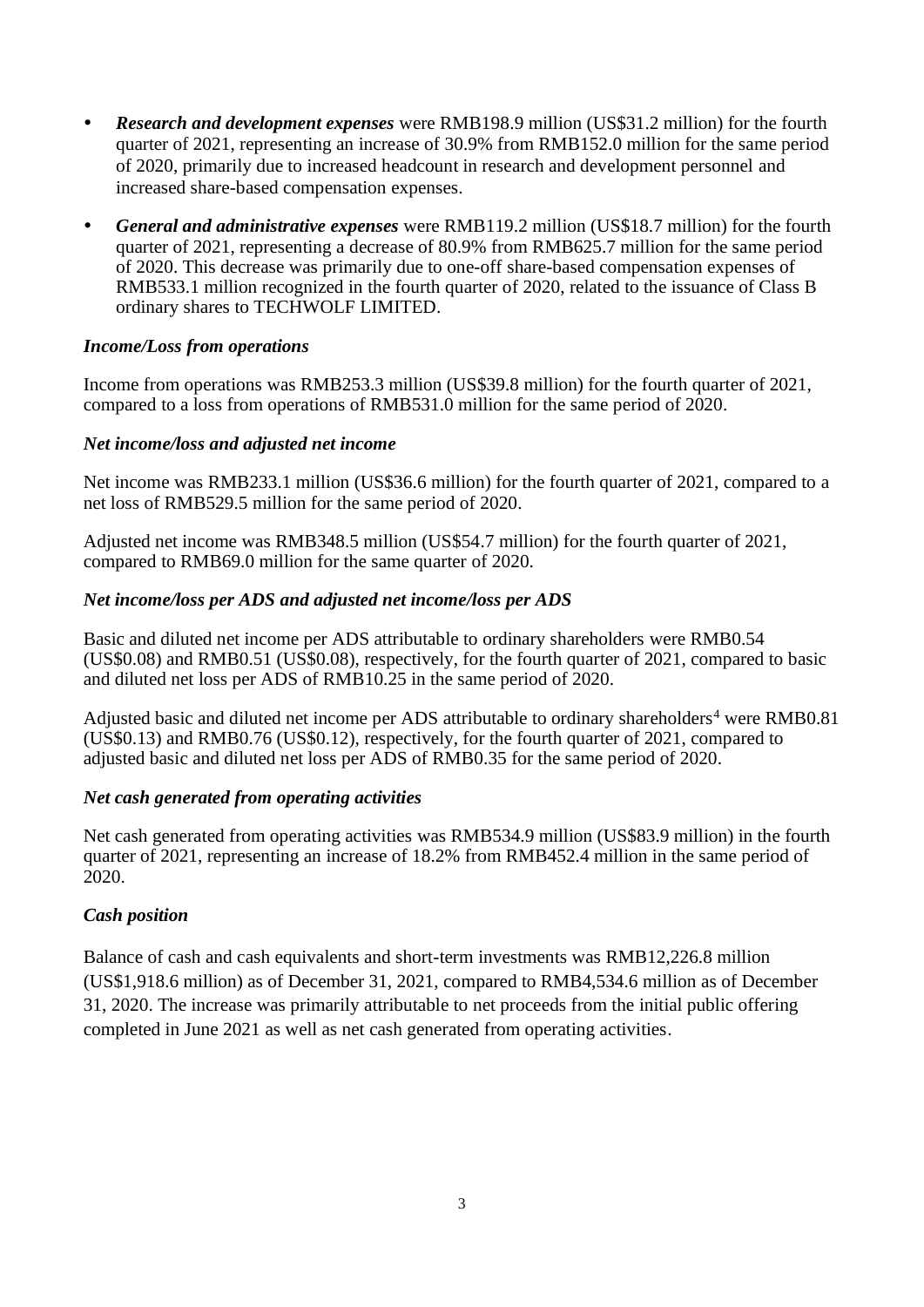- ***Research and development expenses*** were RMB198.9 million (US$31.2 million) for the fourth quarter of 2021, representing an increase of 30.9% from RMB152.0 million for the same period of 2020, primarily due to increased headcount in research and development personnel and increased share-based compensation expenses.

- ***General and administrative expenses*** were RMB119.2 million (US$18.7 million) for the fourth quarter of 2021, representing a decrease of 80.9% from RMB625.7 million for the same period of 2020. This decrease was primarily due to one-off share-based compensation expenses of RMB533.1 million recognized in the fourth quarter of 2020, related to the issuance of Class B ordinary shares to TECHWOLF LIMITED.

***Income/Loss from operations***

Income from operations was RMB253.3 million (US$39.8 million) for the fourth quarter of 2021, compared to a loss from operations of RMB531.0 million for the same period of 2020.

***Net income/loss and adjusted net income***

Net income was RMB233.1 million (US$36.6 million) for the fourth quarter of 2021, compared to a net loss of RMB529.5 million for the same period of 2020.

Adjusted net income was RMB348.5 million (US$54.7 million) for the fourth quarter of 2021, compared to RMB69.0 million for the same quarter of 2020.

***Net income/loss per ADS and adjusted net income/loss per ADS***

Basic and diluted net income per ADS attributable to ordinary shareholders were RMB0.54 (US$0.08) and RMB0.51 (US$0.08), respectively, for the fourth quarter of 2021, compared to basic and diluted net loss per ADS of RMB10.25 in the same period of 2020.

Adjusted basic and diluted net income per ADS attributable to ordinary shareholders[4] were RMB0.81 (US$0.13) and RMB0.76 (US$0.12), respectively, for the fourth quarter of 2021, compared to adjusted basic and diluted net loss per ADS of RMB0.35 for the same period of 2020.

***Net cash generated from operating activities***

Net cash generated from operating activities was RMB534.9 million (US$83.9 million) in the fourth quarter of 2021, representing an increase of 18.2% from RMB452.4 million in the same period of 2020.

***Cash position***

Balance of cash and cash equivalents and short-term investments was RMB12,226.8 million (US$1,918.6 million) as of December 31, 2021, compared to RMB4,534.6 million as of December 31, 2020. The increase was primarily attributable to net proceeds from the initial public offering completed in June 2021 as well as net cash generated from operating activities.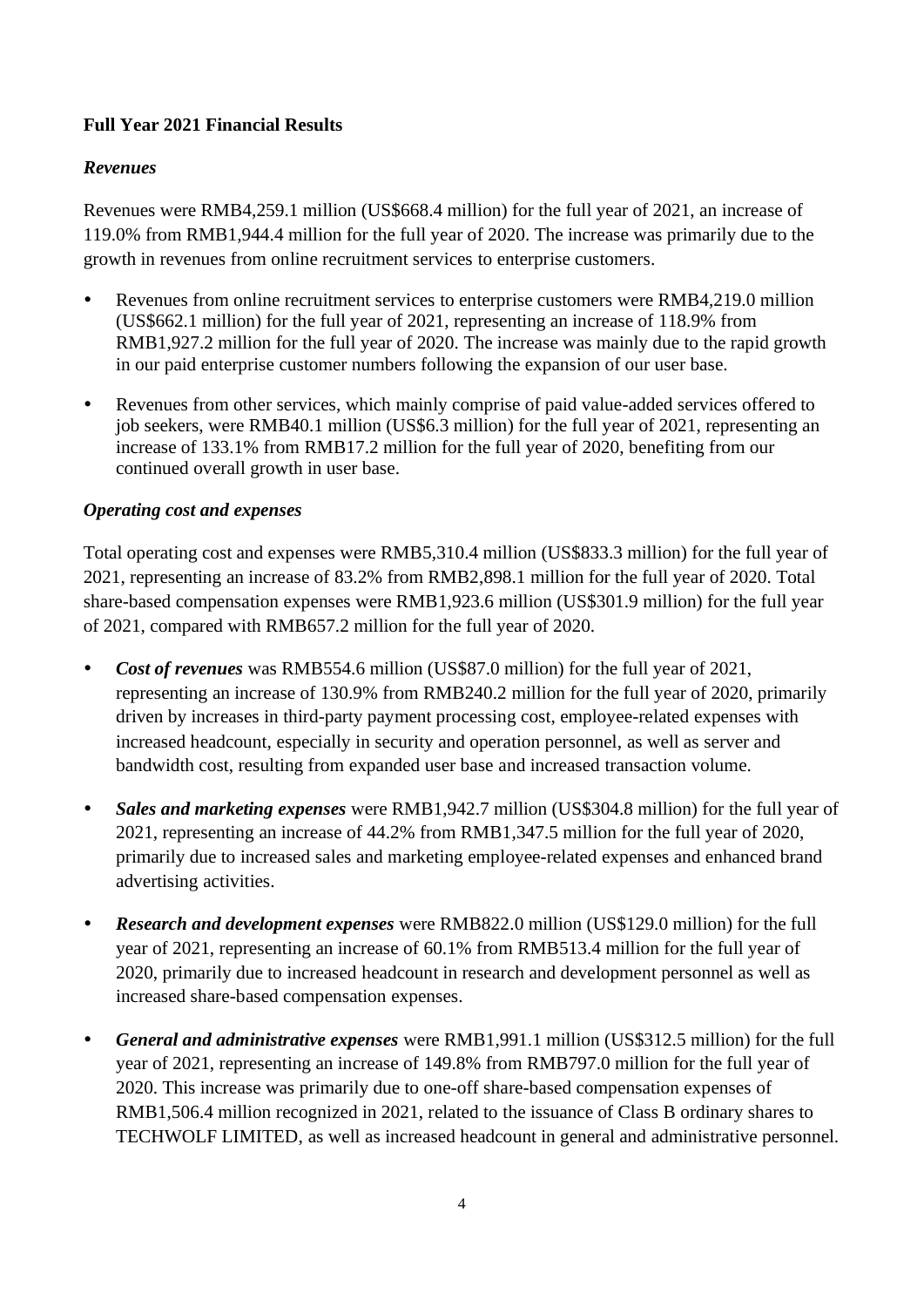**Full Year 2021 Financial Results**

***Revenues***

Revenues were RMB4,259.1 million (US$668.4 million) for the full year of 2021, an increase of 119.0% from RMB1,944.4 million for the full year of 2020. The increase was primarily due to the growth in revenues from online recruitment services to enterprise customers.

- Revenues from online recruitment services to enterprise customers were RMB4,219.0 million (US$662.1 million) for the full year of 2021, representing an increase of 118.9% from RMB1,927.2 million for the full year of 2020. The increase was mainly due to the rapid growth in our paid enterprise customer numbers following the expansion of our user base.
- Revenues from other services, which mainly comprise of paid value-added services offered to job seekers, were RMB40.1 million (US$6.3 million) for the full year of 2021, representing an increase of 133.1% from RMB17.2 million for the full year of 2020, benefiting from our continued overall growth in user base.

***Operating cost and expenses***

Total operating cost and expenses were RMB5,310.4 million (US$833.3 million) for the full year of 2021, representing an increase of 83.2% from RMB2,898.1 million for the full year of 2020. Total share-based compensation expenses were RMB1,923.6 million (US$301.9 million) for the full year of 2021, compared with RMB657.2 million for the full year of 2020.

- ***Cost of revenues*** was RMB554.6 million (US$87.0 million) for the full year of 2021, representing an increase of 130.9% from RMB240.2 million for the full year of 2020, primarily driven by increases in third-party payment processing cost, employee-related expenses with increased headcount, especially in security and operation personnel, as well as server and bandwidth cost, resulting from expanded user base and increased transaction volume.
- ***Sales and marketing expenses*** were RMB1,942.7 million (US$304.8 million) for the full year of 2021, representing an increase of 44.2% from RMB1,347.5 million for the full year of 2020, primarily due to increased sales and marketing employee-related expenses and enhanced brand advertising activities.
- ***Research and development expenses*** were RMB822.0 million (US$129.0 million) for the full year of 2021, representing an increase of 60.1% from RMB513.4 million for the full year of 2020, primarily due to increased headcount in research and development personnel as well as increased share-based compensation expenses.
- ***General and administrative expenses*** were RMB1,991.1 million (US$312.5 million) for the full year of 2021, representing an increase of 149.8% from RMB797.0 million for the full year of 2020. This increase was primarily due to one-off share-based compensation expenses of RMB1,506.4 million recognized in 2021, related to the issuance of Class B ordinary shares to TECHWOLF LIMITED, as well as increased headcount in general and administrative personnel.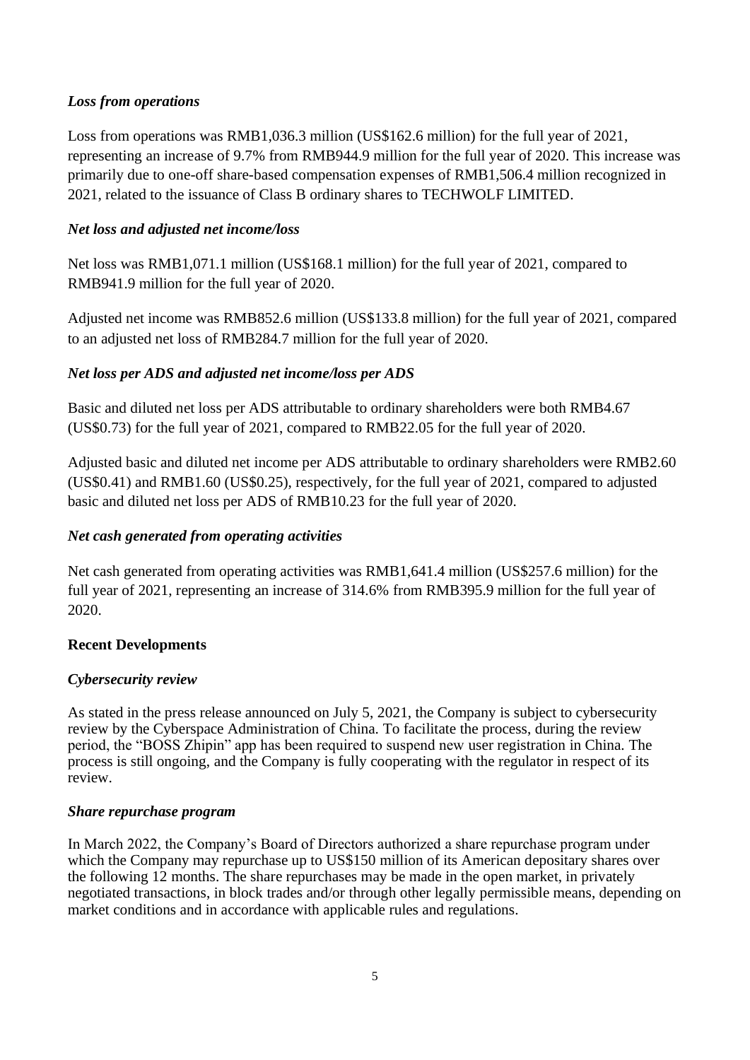*Loss from operations*

Loss from operations was RMB1,036.3 million (US$162.6 million) for the full year of 2021, representing an increase of 9.7% from RMB944.9 million for the full year of 2020. This increase was primarily due to one-off share-based compensation expenses of RMB1,506.4 million recognized in 2021, related to the issuance of Class B ordinary shares to TECHWOLF LIMITED.

*Net loss and adjusted net income/loss*

Net loss was RMB1,071.1 million (US$168.1 million) for the full year of 2021, compared to RMB941.9 million for the full year of 2020.

Adjusted net income was RMB852.6 million (US$133.8 million) for the full year of 2021, compared to an adjusted net loss of RMB284.7 million for the full year of 2020.

*Net loss per ADS and adjusted net income/loss per ADS*

Basic and diluted net loss per ADS attributable to ordinary shareholders were both RMB4.67 (US$0.73) for the full year of 2021, compared to RMB22.05 for the full year of 2020.

Adjusted basic and diluted net income per ADS attributable to ordinary shareholders were RMB2.60 (US$0.41) and RMB1.60 (US$0.25), respectively, for the full year of 2021, compared to adjusted basic and diluted net loss per ADS of RMB10.23 for the full year of 2020.

*Net cash generated from operating activities*

Net cash generated from operating activities was RMB1,641.4 million (US$257.6 million) for the full year of 2021, representing an increase of 314.6% from RMB395.9 million for the full year of 2020.

**Recent Developments**

*Cybersecurity review*

As stated in the press release announced on July 5, 2021, the Company is subject to cybersecurity review by the Cyberspace Administration of China. To facilitate the process, during the review period, the "BOSS Zhipin" app has been required to suspend new user registration in China. The process is still ongoing, and the Company is fully cooperating with the regulator in respect of its review.

*Share repurchase program*

In March 2022, the Company's Board of Directors authorized a share repurchase program under which the Company may repurchase up to US$150 million of its American depositary shares over the following 12 months. The share repurchases may be made in the open market, in privately negotiated transactions, in block trades and/or through other legally permissible means, depending on market conditions and in accordance with applicable rules and regulations.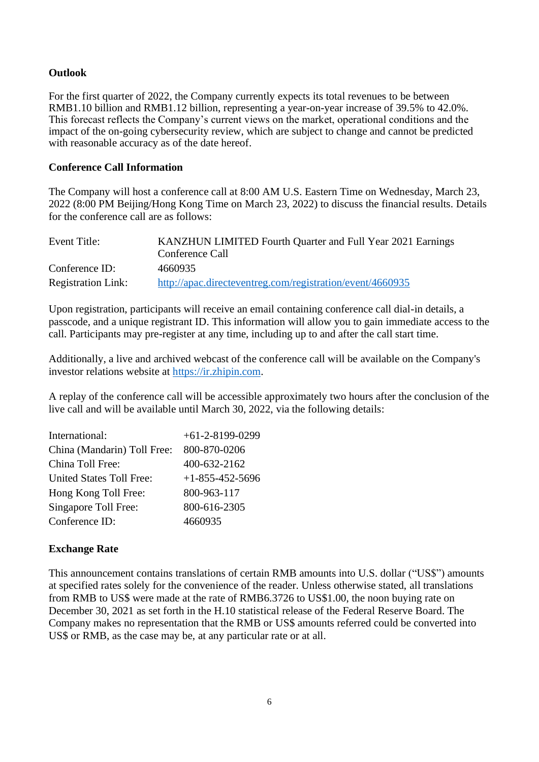**Outlook**

For the first quarter of 2022, the Company currently expects its total revenues to be between RMB1.10 billion and RMB1.12 billion, representing a year-on-year increase of 39.5% to 42.0%. This forecast reflects the Company's current views on the market, operational conditions and the impact of the on-going cybersecurity review, which are subject to change and cannot be predicted with reasonable accuracy as of the date hereof.

**Conference Call Information**

The Company will host a conference call at 8:00 AM U.S. Eastern Time on Wednesday, March 23, 2022 (8:00 PM Beijing/Hong Kong Time on March 23, 2022) to discuss the financial results. Details for the conference call are as follows:

| | |
|---|---|
| Event Title: | KANZHUN LIMITED Fourth Quarter and Full Year 2021 Earnings Conference Call |
| Conference ID: | 4660935 |
| Registration Link: | http://apac.directeventreg.com/registration/event/4660935 |

Upon registration, participants will receive an email containing conference call dial-in details, a passcode, and a unique registrant ID. This information will allow you to gain immediate access to the call. Participants may pre-register at any time, including up to and after the call start time.

Additionally, a live and archived webcast of the conference call will be available on the Company's investor relations website at https://ir.zhipin.com.

A replay of the conference call will be accessible approximately two hours after the conclusion of the live call and will be available until March 30, 2022, via the following details:

| | |
|---|---|
| International: | +61-2-8199-0299 |
| China (Mandarin) Toll Free: | 800-870-0206 |
| China Toll Free: | 400-632-2162 |
| United States Toll Free: | +1-855-452-5696 |
| Hong Kong Toll Free: | 800-963-117 |
| Singapore Toll Free: | 800-616-2305 |
| Conference ID: | 4660935 |

**Exchange Rate**

This announcement contains translations of certain RMB amounts into U.S. dollar ("US$") amounts at specified rates solely for the convenience of the reader. Unless otherwise stated, all translations from RMB to US$ were made at the rate of RMB6.3726 to US$1.00, the noon buying rate on December 30, 2021 as set forth in the H.10 statistical release of the Federal Reserve Board. The Company makes no representation that the RMB or US$ amounts referred could be converted into US$ or RMB, as the case may be, at any particular rate or at all.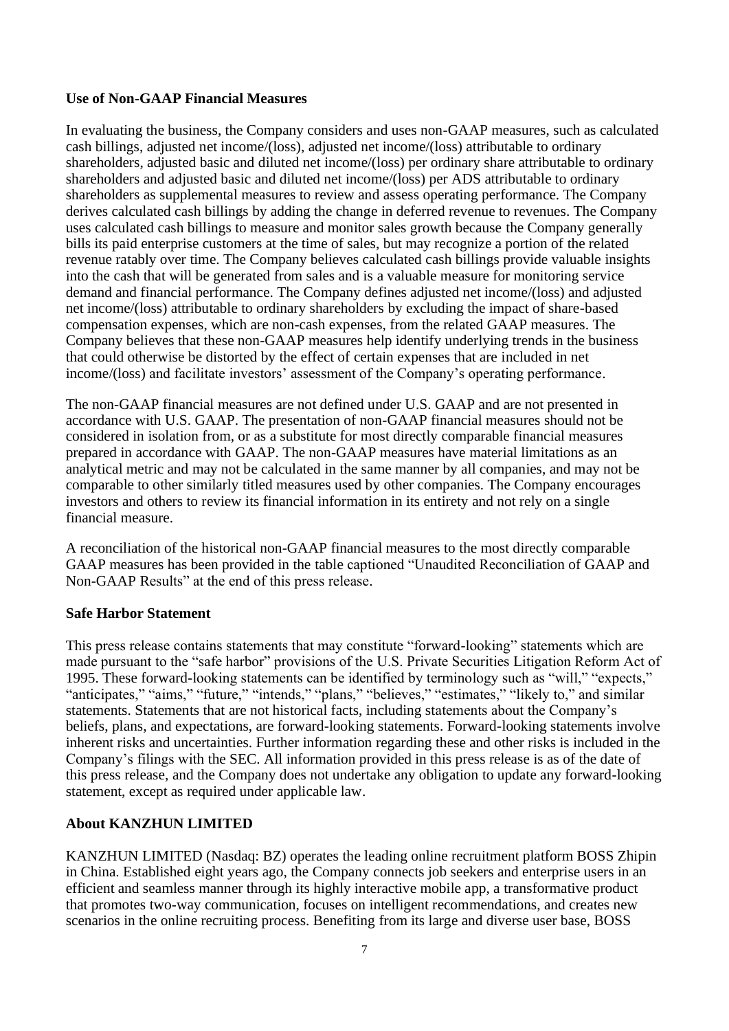**Use of Non-GAAP Financial Measures**

In evaluating the business, the Company considers and uses non-GAAP measures, such as calculated cash billings, adjusted net income/(loss), adjusted net income/(loss) attributable to ordinary shareholders, adjusted basic and diluted net income/(loss) per ordinary share attributable to ordinary shareholders and adjusted basic and diluted net income/(loss) per ADS attributable to ordinary shareholders as supplemental measures to review and assess operating performance. The Company derives calculated cash billings by adding the change in deferred revenue to revenues. The Company uses calculated cash billings to measure and monitor sales growth because the Company generally bills its paid enterprise customers at the time of sales, but may recognize a portion of the related revenue ratably over time. The Company believes calculated cash billings provide valuable insights into the cash that will be generated from sales and is a valuable measure for monitoring service demand and financial performance. The Company defines adjusted net income/(loss) and adjusted net income/(loss) attributable to ordinary shareholders by excluding the impact of share-based compensation expenses, which are non-cash expenses, from the related GAAP measures. The Company believes that these non-GAAP measures help identify underlying trends in the business that could otherwise be distorted by the effect of certain expenses that are included in net income/(loss) and facilitate investors' assessment of the Company's operating performance.

The non-GAAP financial measures are not defined under U.S. GAAP and are not presented in accordance with U.S. GAAP. The presentation of non-GAAP financial measures should not be considered in isolation from, or as a substitute for most directly comparable financial measures prepared in accordance with GAAP. The non-GAAP measures have material limitations as an analytical metric and may not be calculated in the same manner by all companies, and may not be comparable to other similarly titled measures used by other companies. The Company encourages investors and others to review its financial information in its entirety and not rely on a single financial measure.

A reconciliation of the historical non-GAAP financial measures to the most directly comparable GAAP measures has been provided in the table captioned "Unaudited Reconciliation of GAAP and Non-GAAP Results" at the end of this press release.

**Safe Harbor Statement**

This press release contains statements that may constitute "forward-looking" statements which are made pursuant to the "safe harbor" provisions of the U.S. Private Securities Litigation Reform Act of 1995. These forward-looking statements can be identified by terminology such as "will," "expects," "anticipates," "aims," "future," "intends," "plans," "believes," "estimates," "likely to," and similar statements. Statements that are not historical facts, including statements about the Company's beliefs, plans, and expectations, are forward-looking statements. Forward-looking statements involve inherent risks and uncertainties. Further information regarding these and other risks is included in the Company's filings with the SEC. All information provided in this press release is as of the date of this press release, and the Company does not undertake any obligation to update any forward-looking statement, except as required under applicable law.

**About KANZHUN LIMITED**

KANZHUN LIMITED (Nasdaq: BZ) operates the leading online recruitment platform BOSS Zhipin in China. Established eight years ago, the Company connects job seekers and enterprise users in an efficient and seamless manner through its highly interactive mobile app, a transformative product that promotes two-way communication, focuses on intelligent recommendations, and creates new scenarios in the online recruiting process. Benefiting from its large and diverse user base, BOSS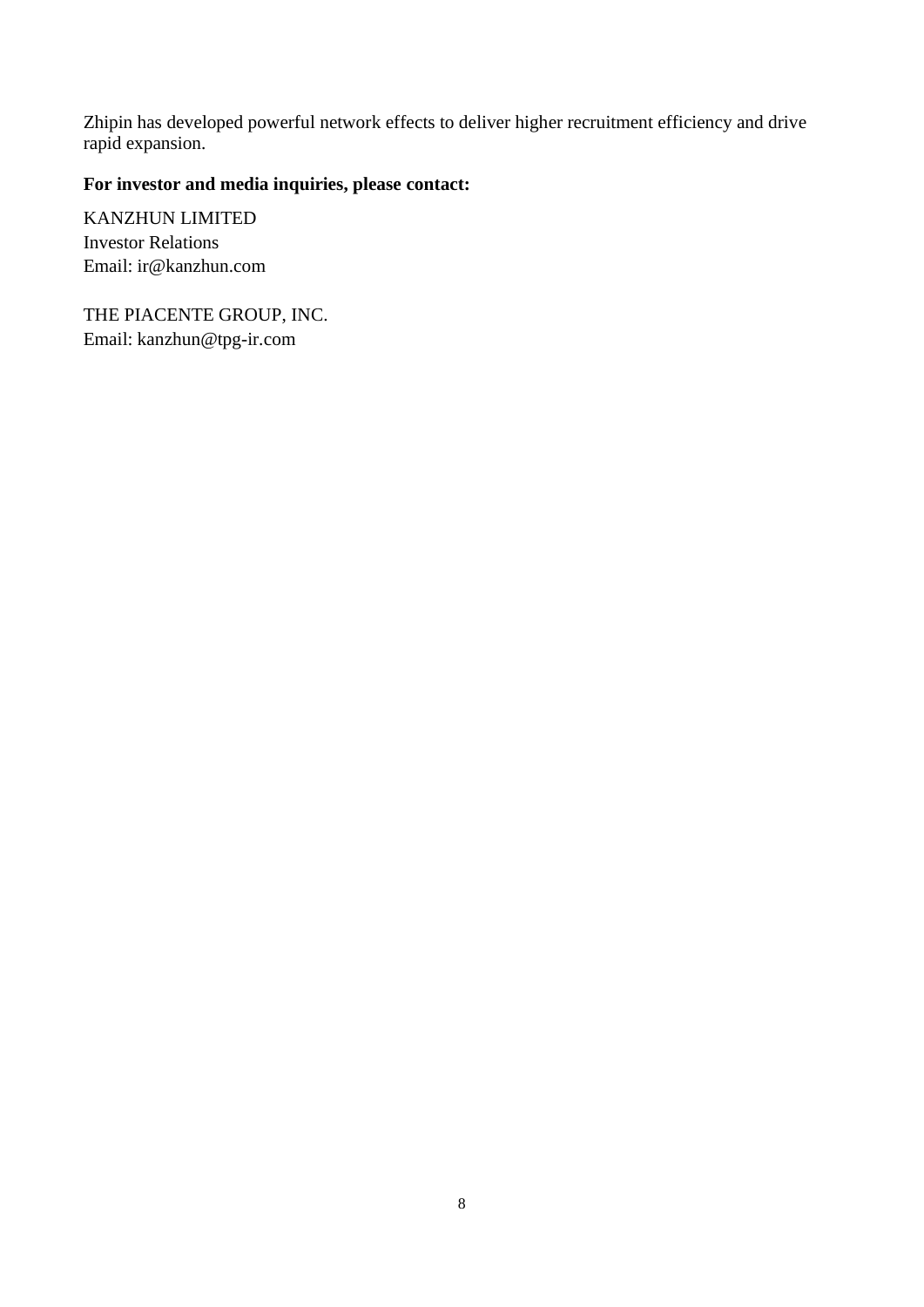Zhipin has developed powerful network effects to deliver higher recruitment efficiency and drive rapid expansion.

**For investor and media inquiries, please contact:**

KANZHUN LIMITED
Investor Relations
Email: ir@kanzhun.com

THE PIACENTE GROUP, INC.
Email: kanzhun@tpg-ir.com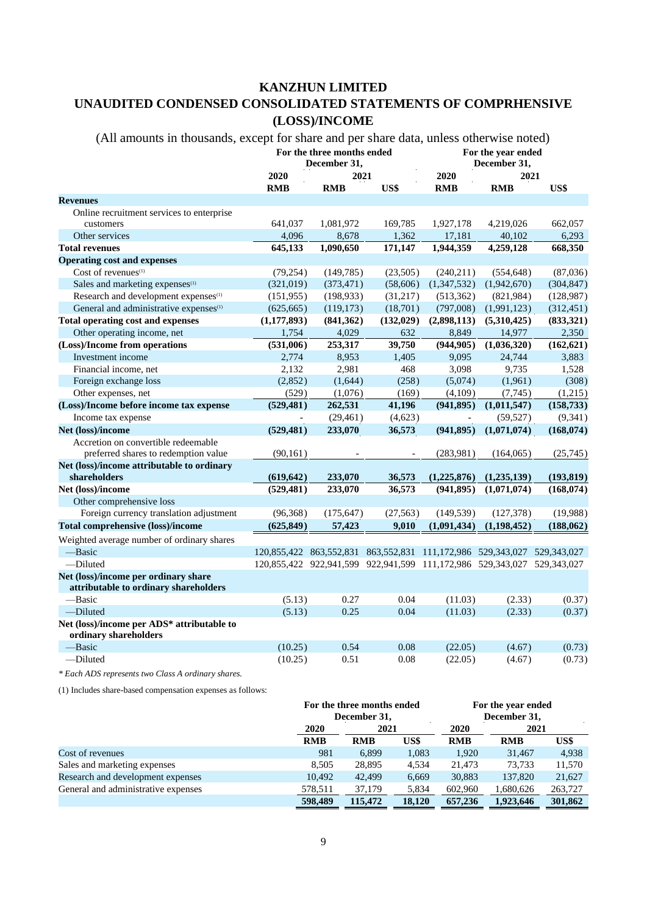# KANZHUN LIMITED

# UNAUDITED CONDENSED CONSOLIDATED STATEMENTS OF COMPRHENSIVE (LOSS)/INCOME

(All amounts in thousands, except for share and per share data, unless otherwise noted)

| | For the three months ended December 31, | | | For the year ended December 31, | | |
|---|---|---|---|---|---|---|
| | 2020 | 2021 | | 2020 | 2021 | |
| | RMB | RMB | US$ | RMB | RMB | US$ |
| **Revenues** | | | | | | |
| Online recruitment services to enterprise customers | 641,037 | 1,081,972 | 169,785 | 1,927,178 | 4,219,026 | 662,057 |
| Other services | 4,096 | 8,678 | 1,362 | 17,181 | 40,102 | 6,293 |
| **Total revenues** | **645,133** | **1,090,650** | **171,147** | **1,944,359** | **4,259,128** | **668,350** |
| **Operating cost and expenses** | | | | | | |
| Cost of revenues(1) | (79,254) | (149,785) | (23,505) | (240,211) | (554,648) | (87,036) |
| Sales and marketing expenses(1) | (321,019) | (373,471) | (58,606) | (1,347,532) | (1,942,670) | (304,847) |
| Research and development expenses(1) | (151,955) | (198,933) | (31,217) | (513,362) | (821,984) | (128,987) |
| General and administrative expenses(1) | (625,665) | (119,173) | (18,701) | (797,008) | (1,991,123) | (312,451) |
| **Total operating cost and expenses** | **(1,177,893)** | **(841,362)** | **(132,029)** | **(2,898,113)** | **(5,310,425)** | **(833,321)** |
| Other operating income, net | 1,754 | 4,029 | 632 | 8,849 | 14,977 | 2,350 |
| **(Loss)/Income from operations** | **(531,006)** | **253,317** | **39,750** | **(944,905)** | **(1,036,320)** | **(162,621)** |
| Investment income | 2,774 | 8,953 | 1,405 | 9,095 | 24,744 | 3,883 |
| Financial income, net | 2,132 | 2,981 | 468 | 3,098 | 9,735 | 1,528 |
| Foreign exchange loss | (2,852) | (1,644) | (258) | (5,074) | (1,961) | (308) |
| Other expenses, net | (529) | (1,076) | (169) | (4,109) | (7,745) | (1,215) |
| **(Loss)/Income before income tax expense** | **(529,481)** | **262,531** | **41,196** | **(941,895)** | **(1,011,547)** | **(158,733)** |
| Income tax expense | - | (29,461) | (4,623) | - | (59,527) | (9,341) |
| **Net (loss)/income** | **(529,481)** | **233,070** | **36,573** | **(941,895)** | **(1,071,074)** | **(168,074)** |
| Accretion on convertible redeemable preferred shares to redemption value | (90,161) | - | - | (283,981) | (164,065) | (25,745) |
| **Net (loss)/income attributable to ordinary shareholders** | **(619,642)** | **233,070** | **36,573** | **(1,225,876)** | **(1,235,139)** | **(193,819)** |
| **Net (loss)/income** | **(529,481)** | **233,070** | **36,573** | **(941,895)** | **(1,071,074)** | **(168,074)** |
| Other comprehensive loss | | | | | | |
| Foreign currency translation adjustment | (96,368) | (175,647) | (27,563) | (149,539) | (127,378) | (19,988) |
| **Total comprehensive (loss)/income** | **(625,849)** | **57,423** | **9,010** | **(1,091,434)** | **(1,198,452)** | **(188,062)** |
| Weighted average number of ordinary shares | | | | | | |
| —Basic | 120,855,422 | 863,552,831 | 863,552,831 | 111,172,986 | 529,343,027 | 529,343,027 |
| —Diluted | 120,855,422 | 922,941,599 | 922,941,599 | 111,172,986 | 529,343,027 | 529,343,027 |
| **Net (loss)/income per ordinary share attributable to ordinary shareholders** | | | | | | |
| —Basic | (5.13) | 0.27 | 0.04 | (11.03) | (2.33) | (0.37) |
| —Diluted | (5.13) | 0.25 | 0.04 | (11.03) | (2.33) | (0.37) |
| **Net (loss)/income per ADS* attributable to ordinary shareholders** | | | | | | |
| —Basic | (10.25) | 0.54 | 0.08 | (22.05) | (4.67) | (0.73) |
| —Diluted | (10.25) | 0.51 | 0.08 | (22.05) | (4.67) | (0.73) |

*\* Each ADS represents two Class A ordinary shares.*

(1) Includes share-based compensation expenses as follows:

| | For the three months ended December 31, | | | For the year ended December 31, | | |
|---|---|---|---|---|---|---|
| | 2020 | 2021 | | 2020 | 2021 | |
| | RMB | RMB | US$ | RMB | RMB | US$ |
| Cost of revenues | 981 | 6,899 | 1,083 | 1,920 | 31,467 | 4,938 |
| Sales and marketing expenses | 8,505 | 28,895 | 4,534 | 21,473 | 73,733 | 11,570 |
| Research and development expenses | 10,492 | 42,499 | 6,669 | 30,883 | 137,820 | 21,627 |
| General and administrative expenses | 578,511 | 37,179 | 5,834 | 602,960 | 1,680,626 | 263,727 |
| | **598,489** | **115,472** | **18,120** | **657,236** | **1,923,646** | **301,862** |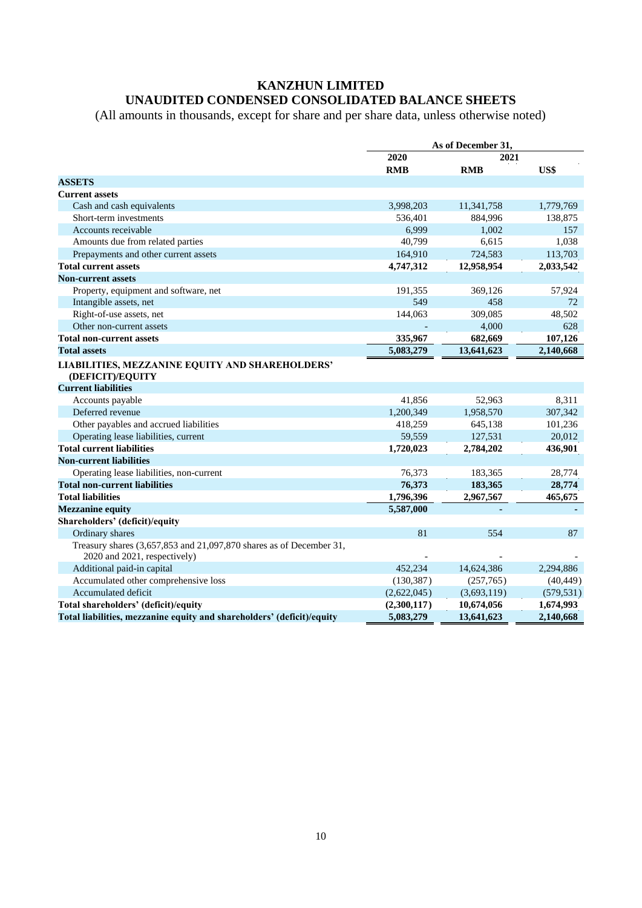# KANZHUN LIMITED
# UNAUDITED CONDENSED CONSOLIDATED BALANCE SHEETS

(All amounts in thousands, except for share and per share data, unless otherwise noted)

| | As of December 31, | | |
|---|---|---|---|
| | 2020 | 2021 | |
| | RMB | RMB | US$ |
| **ASSETS** | | | |
| **Current assets** | | | |
| Cash and cash equivalents | 3,998,203 | 11,341,758 | 1,779,769 |
| Short-term investments | 536,401 | 884,996 | 138,875 |
| Accounts receivable | 6,999 | 1,002 | 157 |
| Amounts due from related parties | 40,799 | 6,615 | 1,038 |
| Prepayments and other current assets | 164,910 | 724,583 | 113,703 |
| **Total current assets** | **4,747,312** | **12,958,954** | **2,033,542** |
| **Non-current assets** | | | |
| Property, equipment and software, net | 191,355 | 369,126 | 57,924 |
| Intangible assets, net | 549 | 458 | 72 |
| Right-of-use assets, net | 144,063 | 309,085 | 48,502 |
| Other non-current assets | - | 4,000 | 628 |
| **Total non-current assets** | **335,967** | **682,669** | **107,126** |
| **Total assets** | **5,083,279** | **13,641,623** | **2,140,668** |
| **LIABILITIES, MEZZANINE EQUITY AND SHAREHOLDERS' (DEFICIT)/EQUITY** | | | |
| **Current liabilities** | | | |
| Accounts payable | 41,856 | 52,963 | 8,311 |
| Deferred revenue | 1,200,349 | 1,958,570 | 307,342 |
| Other payables and accrued liabilities | 418,259 | 645,138 | 101,236 |
| Operating lease liabilities, current | 59,559 | 127,531 | 20,012 |
| **Total current liabilities** | **1,720,023** | **2,784,202** | **436,901** |
| **Non-current liabilities** | | | |
| Operating lease liabilities, non-current | 76,373 | 183,365 | 28,774 |
| **Total non-current liabilities** | **76,373** | **183,365** | **28,774** |
| **Total liabilities** | **1,796,396** | **2,967,567** | **465,675** |
| **Mezzanine equity** | **5,587,000** | **-** | **-** |
| **Shareholders' (deficit)/equity** | | | |
| Ordinary shares | 81 | 554 | 87 |
| Treasury shares (3,657,853 and 21,097,870 shares as of December 31, 2020 and 2021, respectively) | - | - | - |
| Additional paid-in capital | 452,234 | 14,624,386 | 2,294,886 |
| Accumulated other comprehensive loss | (130,387) | (257,765) | (40,449) |
| Accumulated deficit | (2,622,045) | (3,693,119) | (579,531) |
| **Total shareholders' (deficit)/equity** | **(2,300,117)** | **10,674,056** | **1,674,993** |
| **Total liabilities, mezzanine equity and shareholders' (deficit)/equity** | **5,083,279** | **13,641,623** | **2,140,668** |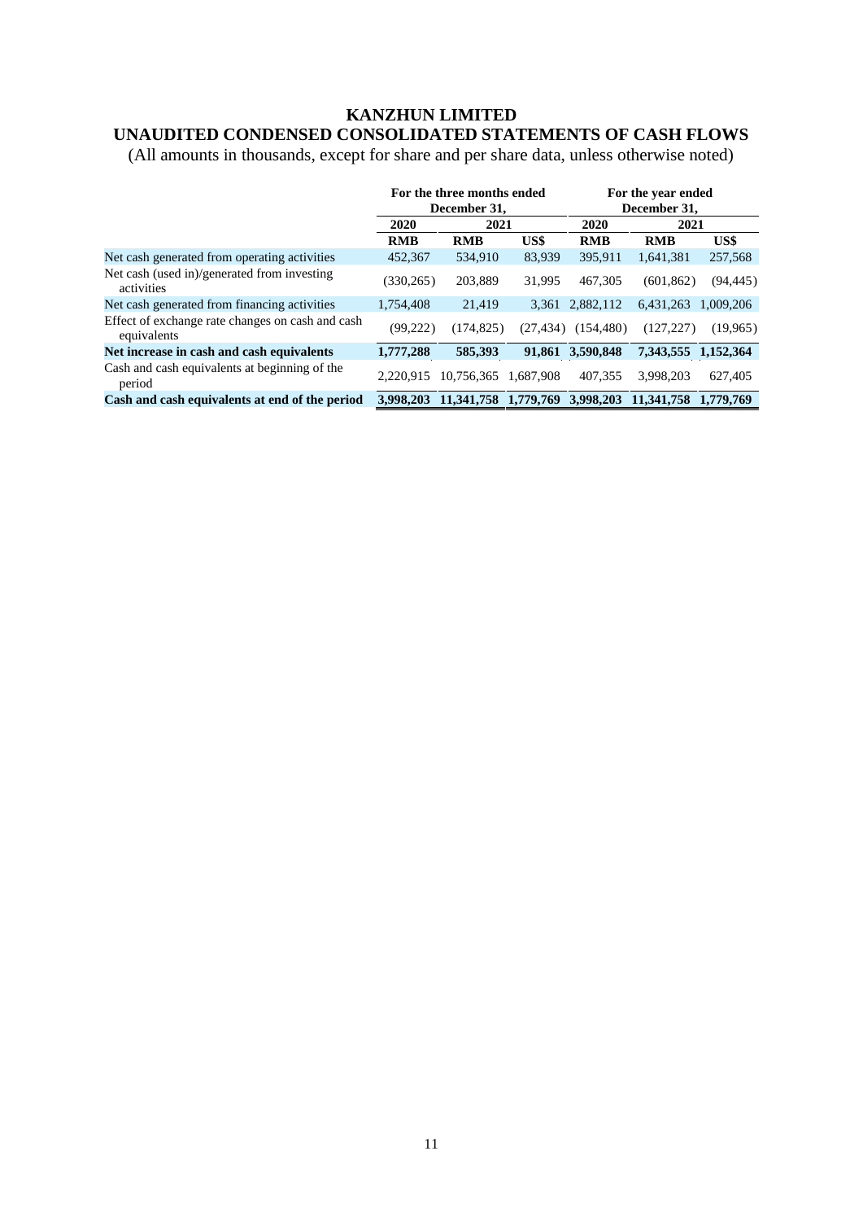# KANZHUN LIMITED

## UNAUDITED CONDENSED CONSOLIDATED STATEMENTS OF CASH FLOWS

(All amounts in thousands, except for share and per share data, unless otherwise noted)

| | For the three months ended December 31, | | | For the year ended December 31, | | |
|---|---|---|---|---|---|---|
| | 2020 | 2021 | | 2020 | 2021 | |
| | RMB | RMB | US$ | RMB | RMB | US$ |
| Net cash generated from operating activities | 452,367 | 534,910 | 83,939 | 395,911 | 1,641,381 | 257,568 |
| Net cash (used in)/generated from investing activities | (330,265) | 203,889 | 31,995 | 467,305 | (601,862) | (94,445) |
| Net cash generated from financing activities | 1,754,408 | 21,419 | 3,361 | 2,882,112 | 6,431,263 | 1,009,206 |
| Effect of exchange rate changes on cash and cash equivalents | (99,222) | (174,825) | (27,434) | (154,480) | (127,227) | (19,965) |
| **Net increase in cash and cash equivalents** | **1,777,288** | **585,393** | **91,861** | **3,590,848** | **7,343,555** | **1,152,364** |
| Cash and cash equivalents at beginning of the period | 2,220,915 | 10,756,365 | 1,687,908 | 407,355 | 3,998,203 | 627,405 |
| **Cash and cash equivalents at end of the period** | **3,998,203** | **11,341,758** | **1,779,769** | **3,998,203** | **11,341,758** | **1,779,769** |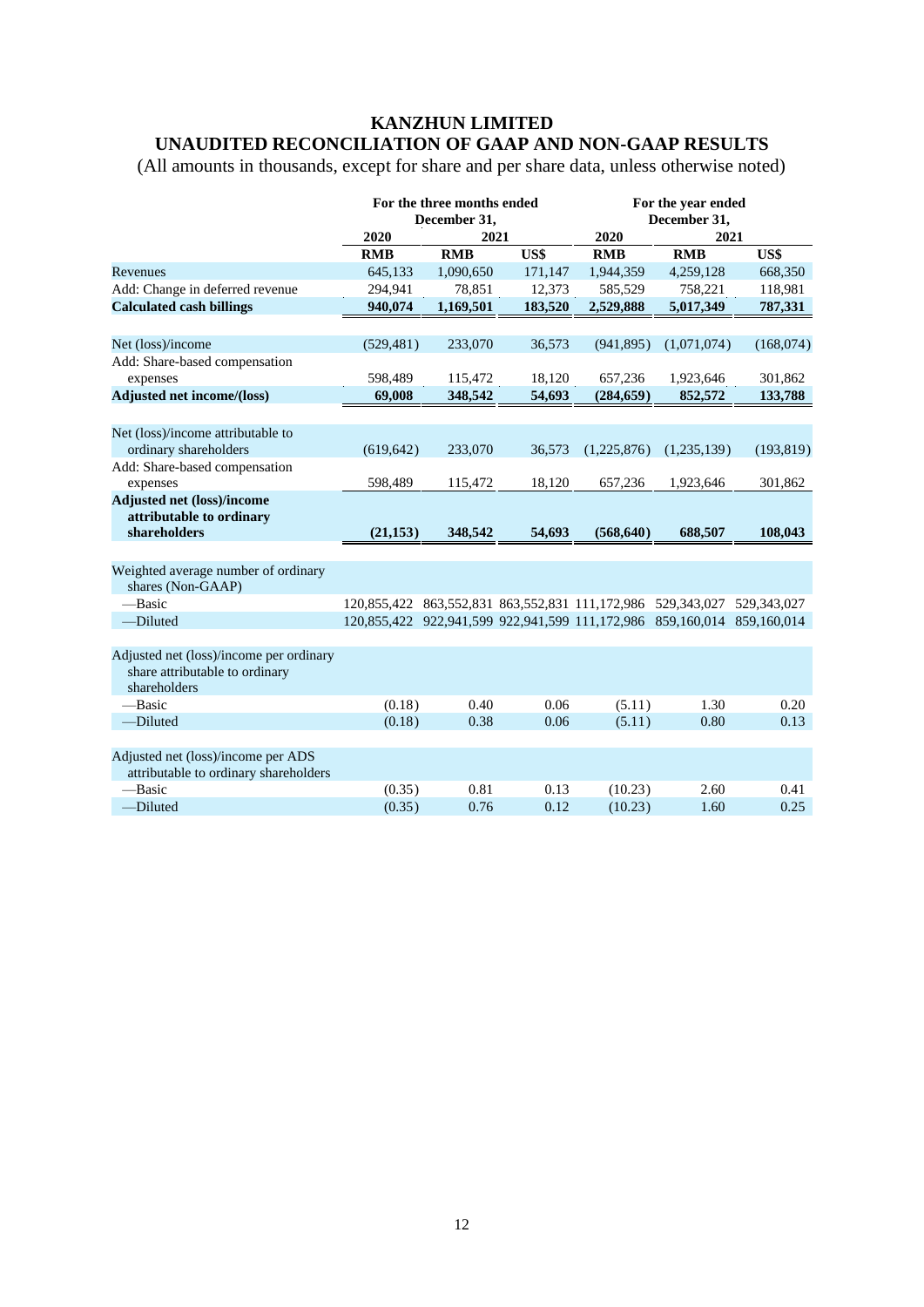# KANZHUN LIMITED
## UNAUDITED RECONCILIATION OF GAAP AND NON-GAAP RESULTS

(All amounts in thousands, except for share and per share data, unless otherwise noted)

| | For the three months ended December 31, | | | For the year ended December 31, | | |
|---|---|---|---|---|---|---|
| | 2020 | 2021 | | 2020 | 2021 | |
| | RMB | RMB | US$ | RMB | RMB | US$ |
| Revenues | 645,133 | 1,090,650 | 171,147 | 1,944,359 | 4,259,128 | 668,350 |
| Add: Change in deferred revenue | 294,941 | 78,851 | 12,373 | 585,529 | 758,221 | 118,981 |
| **Calculated cash billings** | **940,074** | **1,169,501** | **183,520** | **2,529,888** | **5,017,349** | **787,331** |
| | | | | | | |
| Net (loss)/income | (529,481) | 233,070 | 36,573 | (941,895) | (1,071,074) | (168,074) |
| Add: Share-based compensation expenses | 598,489 | 115,472 | 18,120 | 657,236 | 1,923,646 | 301,862 |
| **Adjusted net income/(loss)** | **69,008** | **348,542** | **54,693** | **(284,659)** | **852,572** | **133,788** |
| | | | | | | |
| Net (loss)/income attributable to ordinary shareholders | (619,642) | 233,070 | 36,573 | (1,225,876) | (1,235,139) | (193,819) |
| Add: Share-based compensation expenses | 598,489 | 115,472 | 18,120 | 657,236 | 1,923,646 | 301,862 |
| **Adjusted net (loss)/income attributable to ordinary shareholders** | **(21,153)** | **348,542** | **54,693** | **(568,640)** | **688,507** | **108,043** |
| | | | | | | |
| Weighted average number of ordinary shares (Non-GAAP) | | | | | | |
| —Basic | 120,855,422 | 863,552,831 | 863,552,831 | 111,172,986 | 529,343,027 | 529,343,027 |
| —Diluted | 120,855,422 | 922,941,599 | 922,941,599 | 111,172,986 | 859,160,014 | 859,160,014 |
| | | | | | | |
| Adjusted net (loss)/income per ordinary share attributable to ordinary shareholders | | | | | | |
| —Basic | (0.18) | 0.40 | 0.06 | (5.11) | 1.30 | 0.20 |
| —Diluted | (0.18) | 0.38 | 0.06 | (5.11) | 0.80 | 0.13 |
| | | | | | | |
| Adjusted net (loss)/income per ADS attributable to ordinary shareholders | | | | | | |
| —Basic | (0.35) | 0.81 | 0.13 | (10.23) | 2.60 | 0.41 |
| —Diluted | (0.35) | 0.76 | 0.12 | (10.23) | 1.60 | 0.25 |